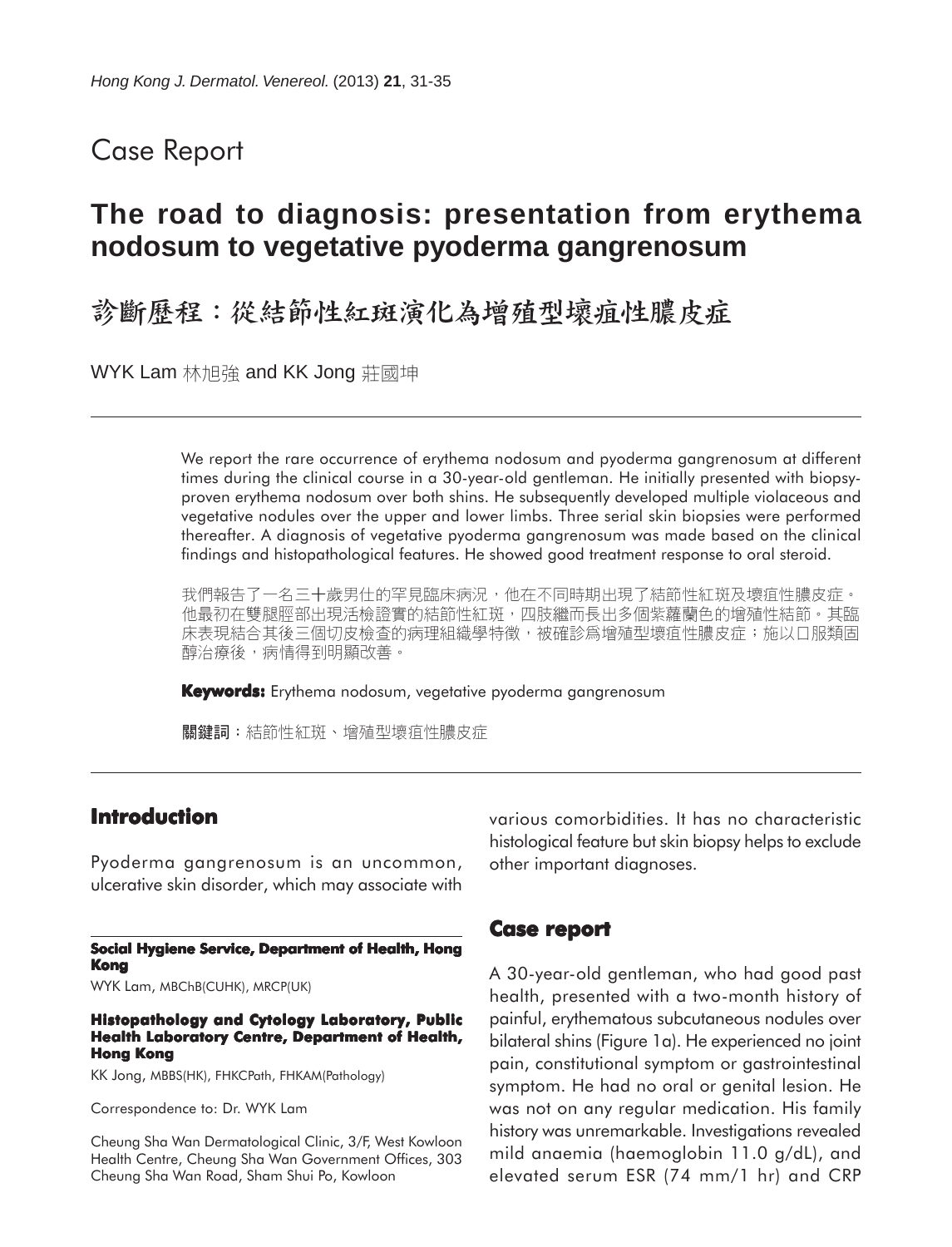Case Report

# The road to diagnosis: presentation from erythema nodosum to vegetative pyoderma gangrenosum

# 診斷歷程：從結節性紅斑演化為增殖型壞疽性膿皮症

WYK Lam 林旭強 and KK Jong 莊國坤

We report the rare occurrence of erythema nodosum and pyoderma gangrenosum at different times during the clinical course in a 30-year-old gentleman. He initially presented with biopsy-proven erythema nodosum over both shins. He subsequently developed multiple violaceous and vegetative nodules over the upper and lower limbs. Three serial skin biopsies were performed thereafter. A diagnosis of vegetative pyoderma gangrenosum was made based on the clinical findings and histopathological features. He showed good treatment response to oral steroid.

我們報告了一名三十歲男仕的罕見臨床病況，他在不同時期出現了結節性紅斑及壞疽性膿皮症。他最初在雙腿脛部出現活檢證實的結節性紅斑，四肢繼而長出多個紫蘿蘭色的增殖性結節。其臨床表現結合其後三個切皮檢查的病理組織學特徵，被確診爲增殖型壞疽性膿皮症；施以口服類固醇治療後，病情得到明顯改善。

**Keywords:** Erythema nodosum, vegetative pyoderma gangrenosum

**關鍵詞**：結節性紅斑、增殖型壞疽性膿皮症

## Introduction

Pyoderma gangrenosum is an uncommon, ulcerative skin disorder, which may associate with various comorbidities. It has no characteristic histological feature but skin biopsy helps to exclude other important diagnoses.

## Case report

A 30-year-old gentleman, who had good past health, presented with a two-month history of painful, erythematous subcutaneous nodules over bilateral shins (Figure 1a). He experienced no joint pain, constitutional symptom or gastrointestinal symptom. He had no oral or genital lesion. He was not on any regular medication. His family history was unremarkable. Investigations revealed mild anaemia (haemoglobin 11.0 g/dL), and elevated serum ESR (74 mm/1 hr) and CRP

**Social Hygiene Service, Department of Health, Hong Kong**

WYK Lam, MBChB(CUHK), MRCP(UK)

**Histopathology and Cytology Laboratory, Public Health Laboratory Centre, Department of Health, Hong Kong**

KK Jong, MBBS(HK), FHKCPath, FHKAM(Pathology)

Correspondence to: Dr. WYK Lam

Cheung Sha Wan Dermatological Clinic, 3/F, West Kowloon Health Centre, Cheung Sha Wan Government Offices, 303 Cheung Sha Wan Road, Sham Shui Po, Kowloon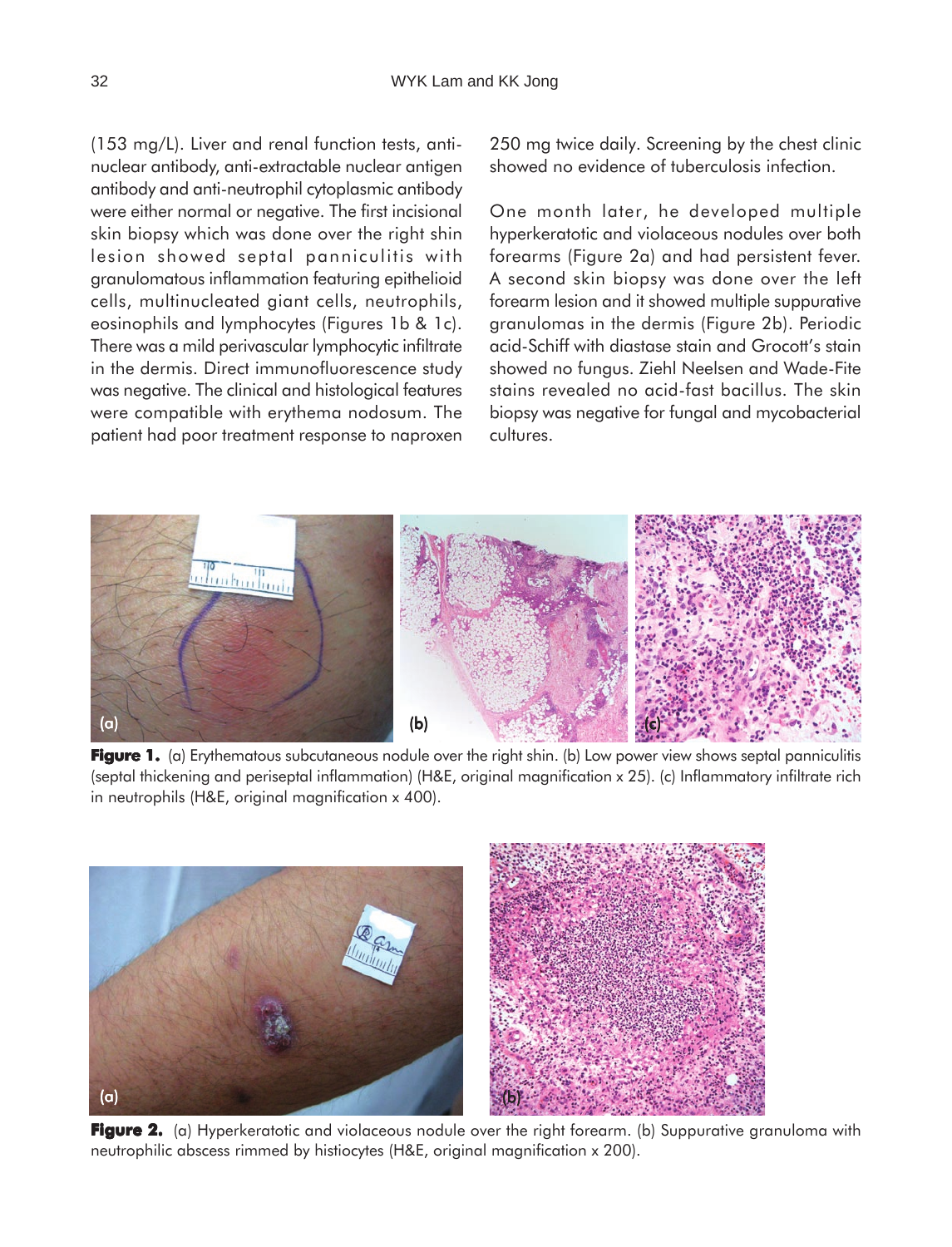(153 mg/L). Liver and renal function tests, anti-nuclear antibody, anti-extractable nuclear antigen antibody and anti-neutrophil cytoplasmic antibody were either normal or negative. The first incisional skin biopsy which was done over the right shin lesion showed septal panniculitis with granulomatous inflammation featuring epithelioid cells, multinucleated giant cells, neutrophils, eosinophils and lymphocytes (Figures 1b & 1c). There was a mild perivascular lymphocytic infiltrate in the dermis. Direct immunofluorescence study was negative. The clinical and histological features were compatible with erythema nodosum. The patient had poor treatment response to naproxen 250 mg twice daily. Screening by the chest clinic showed no evidence of tuberculosis infection.

One month later, he developed multiple hyperkeratotic and violaceous nodules over both forearms (Figure 2a) and had persistent fever. A second skin biopsy was done over the left forearm lesion and it showed multiple suppurative granulomas in the dermis (Figure 2b). Periodic acid-Schiff with diastase stain and Grocott's stain showed no fungus. Ziehl Neelsen and Wade-Fite stains revealed no acid-fast bacillus. The skin biopsy was negative for fungal and mycobacterial cultures.

**Figure 1.** (a) Erythematous subcutaneous nodule over the right shin. (b) Low power view shows septal panniculitis (septal thickening and periseptal inflammation) (H&E, original magnification x 25). (c) Inflammatory infiltrate rich in neutrophils (H&E, original magnification x 400).

**Figure 2.** (a) Hyperkeratotic and violaceous nodule over the right forearm. (b) Suppurative granuloma with neutrophilic abscess rimmed by histiocytes (H&E, original magnification x 200).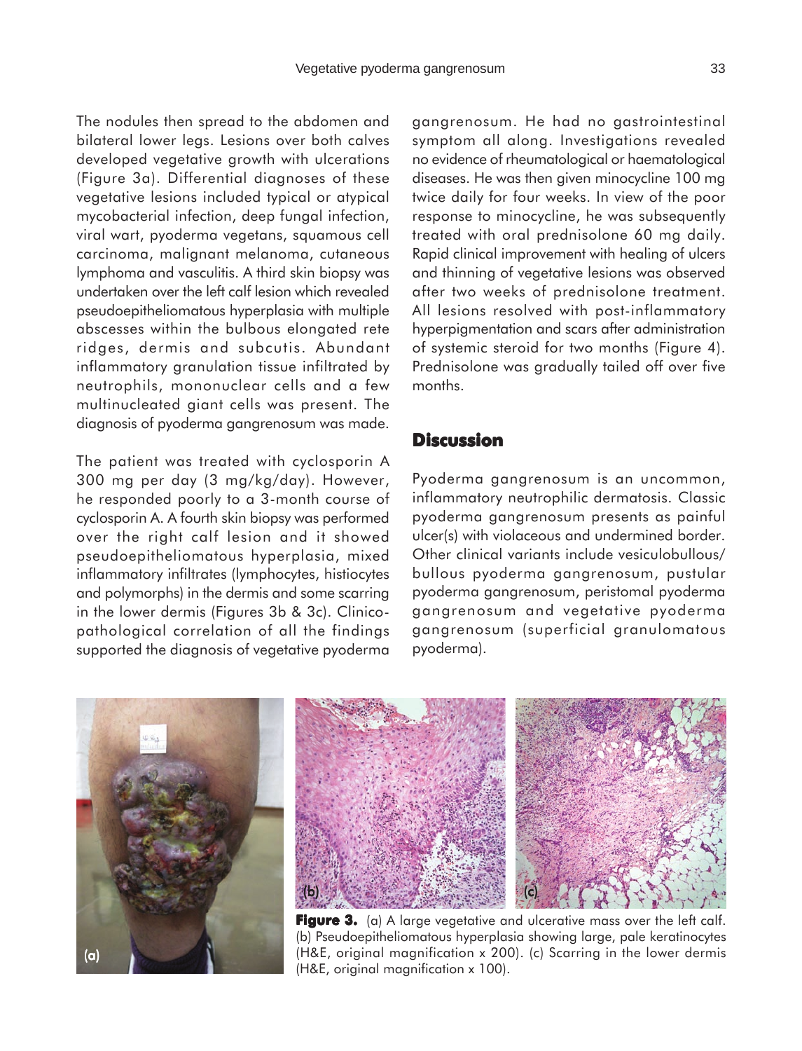The nodules then spread to the abdomen and bilateral lower legs. Lesions over both calves developed vegetative growth with ulcerations (Figure 3a). Differential diagnoses of these vegetative lesions included typical or atypical mycobacterial infection, deep fungal infection, viral wart, pyoderma vegetans, squamous cell carcinoma, malignant melanoma, cutaneous lymphoma and vasculitis. A third skin biopsy was undertaken over the left calf lesion which revealed pseudoepitheliomatous hyperplasia with multiple abscesses within the bulbous elongated rete ridges, dermis and subcutis. Abundant inflammatory granulation tissue infiltrated by neutrophils, mononuclear cells and a few multinucleated giant cells was present. The diagnosis of pyoderma gangrenosum was made.

The patient was treated with cyclosporin A 300 mg per day (3 mg/kg/day). However, he responded poorly to a 3-month course of cyclosporin A. A fourth skin biopsy was performed over the right calf lesion and it showed pseudoepitheliomatous hyperplasia, mixed inflammatory infiltrates (lymphocytes, histiocytes and polymorphs) in the dermis and some scarring in the lower dermis (Figures 3b & 3c). Clinicopathological correlation of all the findings supported the diagnosis of vegetative pyoderma gangrenosum. He had no gastrointestinal symptom all along. Investigations revealed no evidence of rheumatological or haematological diseases. He was then given minocycline 100 mg twice daily for four weeks. In view of the poor response to minocycline, he was subsequently treated with oral prednisolone 60 mg daily. Rapid clinical improvement with healing of ulcers and thinning of vegetative lesions was observed after two weeks of prednisolone treatment. All lesions resolved with post-inflammatory hyperpigmentation and scars after administration of systemic steroid for two months (Figure 4). Prednisolone was gradually tailed off over five months.

## Discussion

Pyoderma gangrenosum is an uncommon, inflammatory neutrophilic dermatosis. Classic pyoderma gangrenosum presents as painful ulcer(s) with violaceous and undermined border. Other clinical variants include vesiculobullous/bullous pyoderma gangrenosum, pustular pyoderma gangrenosum, peristomal pyoderma gangrenosum and vegetative pyoderma gangrenosum (superficial granulomatous pyoderma).

**Figure 3.** (a) A large vegetative and ulcerative mass over the left calf. (b) Pseudoepitheliomatous hyperplasia showing large, pale keratinocytes (H&E, original magnification x 200). (c) Scarring in the lower dermis (H&E, original magnification x 100).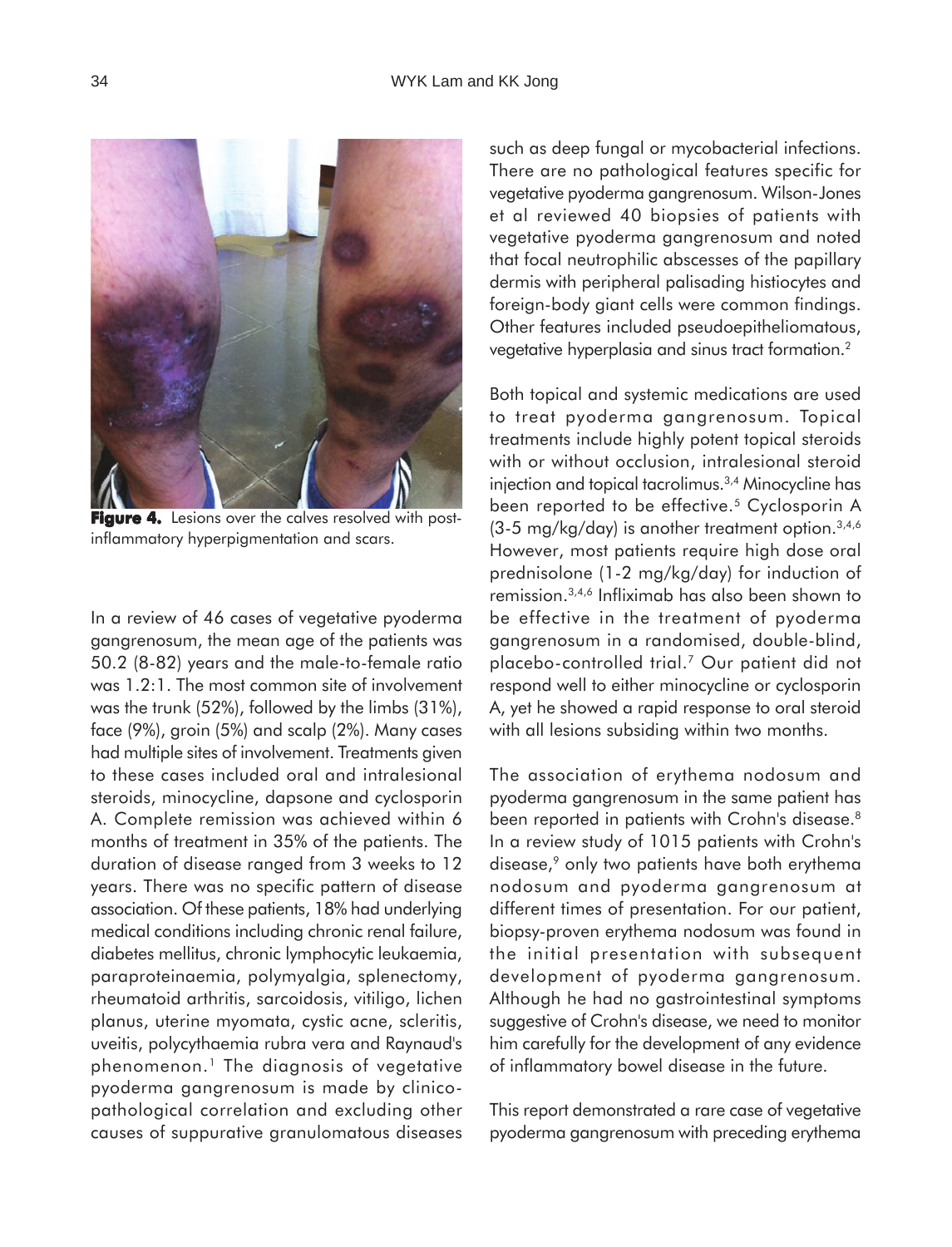**Figure 4.** Lesions over the calves resolved with post-inflammatory hyperpigmentation and scars.

In a review of 46 cases of vegetative pyoderma gangrenosum, the mean age of the patients was 50.2 (8-82) years and the male-to-female ratio was 1.2:1. The most common site of involvement was the trunk (52%), followed by the limbs (31%), face (9%), groin (5%) and scalp (2%). Many cases had multiple sites of involvement. Treatments given to these cases included oral and intralesional steroids, minocycline, dapsone and cyclosporin A. Complete remission was achieved within 6 months of treatment in 35% of the patients. The duration of disease ranged from 3 weeks to 12 years. There was no specific pattern of disease association. Of these patients, 18% had underlying medical conditions including chronic renal failure, diabetes mellitus, chronic lymphocytic leukaemia, paraproteinaemia, polymyalgia, splenectomy, rheumatoid arthritis, sarcoidosis, vitiligo, lichen planus, uterine myomata, cystic acne, scleritis, uveitis, polycythaemia rubra vera and Raynaud's phenomenon.[1] The diagnosis of vegetative pyoderma gangrenosum is made by clinico-pathological correlation and excluding other causes of suppurative granulomatous diseases such as deep fungal or mycobacterial infections. There are no pathological features specific for vegetative pyoderma gangrenosum. Wilson-Jones et al reviewed 40 biopsies of patients with vegetative pyoderma gangrenosum and noted that focal neutrophilic abscesses of the papillary dermis with peripheral palisading histiocytes and foreign-body giant cells were common findings. Other features included pseudoepitheliomatous, vegetative hyperplasia and sinus tract formation.[2]

Both topical and systemic medications are used to treat pyoderma gangrenosum. Topical treatments include highly potent topical steroids with or without occlusion, intralesional steroid injection and topical tacrolimus.[3,4] Minocycline has been reported to be effective.[5] Cyclosporin A (3-5 mg/kg/day) is another treatment option.[3,4,6] However, most patients require high dose oral prednisolone (1-2 mg/kg/day) for induction of remission.[3,4,6] Infliximab has also been shown to be effective in the treatment of pyoderma gangrenosum in a randomised, double-blind, placebo-controlled trial.[7] Our patient did not respond well to either minocycline or cyclosporin A, yet he showed a rapid response to oral steroid with all lesions subsiding within two months.

The association of erythema nodosum and pyoderma gangrenosum in the same patient has been reported in patients with Crohn's disease.[8] In a review study of 1015 patients with Crohn's disease,[9] only two patients have both erythema nodosum and pyoderma gangrenosum at different times of presentation. For our patient, biopsy-proven erythema nodosum was found in the initial presentation with subsequent development of pyoderma gangrenosum. Although he had no gastrointestinal symptoms suggestive of Crohn's disease, we need to monitor him carefully for the development of any evidence of inflammatory bowel disease in the future.

This report demonstrated a rare case of vegetative pyoderma gangrenosum with preceding erythema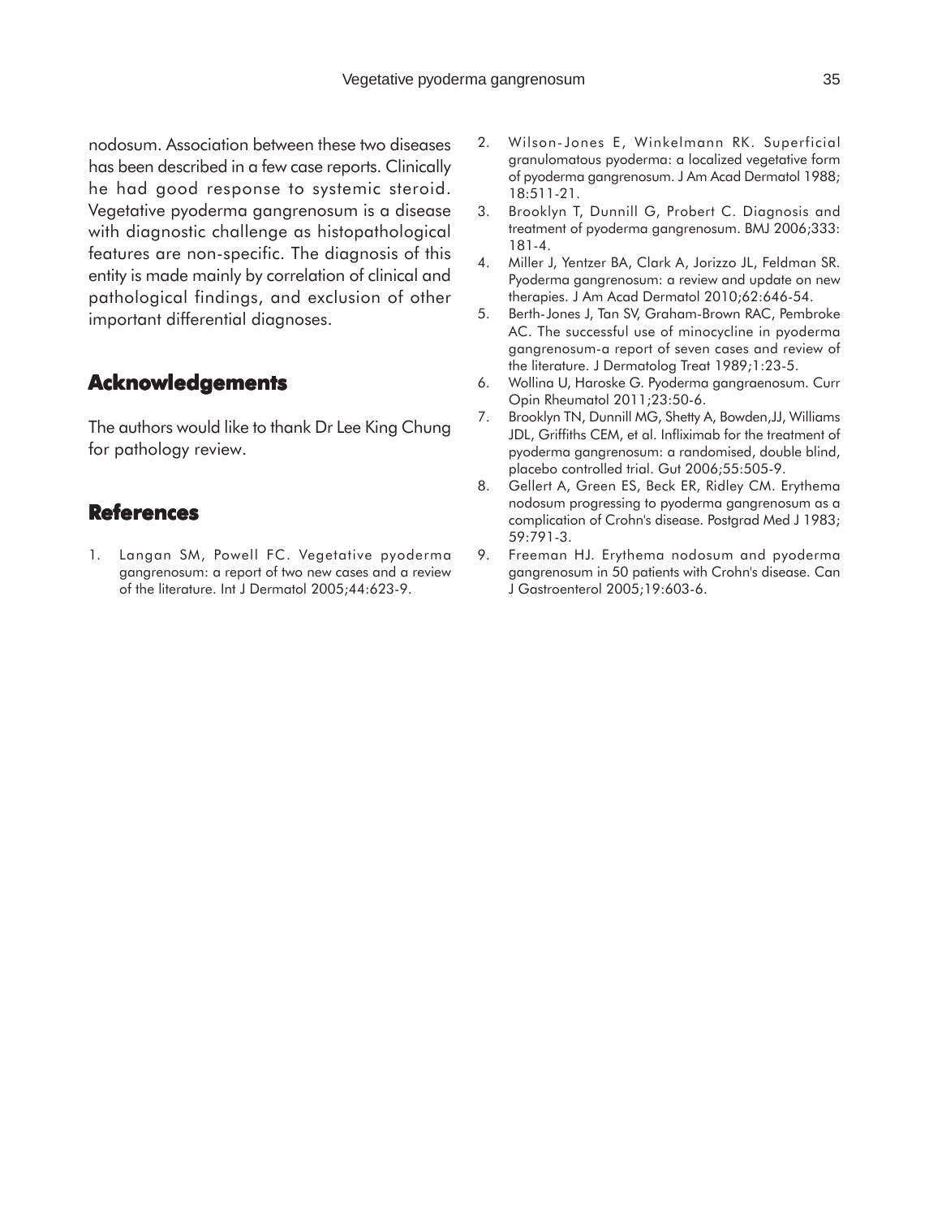nodosum. Association between these two diseases has been described in a few case reports. Clinically he had good response to systemic steroid. Vegetative pyoderma gangrenosum is a disease with diagnostic challenge as histopathological features are non-specific. The diagnosis of this entity is made mainly by correlation of clinical and pathological findings, and exclusion of other important differential diagnoses.

## Acknowledgements

The authors would like to thank Dr Lee King Chung for pathology review.

## References

1. Langan SM, Powell FC. Vegetative pyoderma gangrenosum: a report of two new cases and a review of the literature. Int J Dermatol 2005;44:623-9.
2. Wilson-Jones E, Winkelmann RK. Superficial granulomatous pyoderma: a localized vegetative form of pyoderma gangrenosum. J Am Acad Dermatol 1988; 18:511-21.
3. Brooklyn T, Dunnill G, Probert C. Diagnosis and treatment of pyoderma gangrenosum. BMJ 2006;333: 181-4.
4. Miller J, Yentzer BA, Clark A, Jorizzo JL, Feldman SR. Pyoderma gangrenosum: a review and update on new therapies. J Am Acad Dermatol 2010;62:646-54.
5. Berth-Jones J, Tan SV, Graham-Brown RAC, Pembroke AC. The successful use of minocycline in pyoderma gangrenosum-a report of seven cases and review of the literature. J Dermatolog Treat 1989;1:23-5.
6. Wollina U, Haroske G. Pyoderma gangraenosum. Curr Opin Rheumatol 2011;23:50-6.
7. Brooklyn TN, Dunnill MG, Shetty A, Bowden,JJ, Williams JDL, Griffiths CEM, et al. Infliximab for the treatment of pyoderma gangrenosum: a randomised, double blind, placebo controlled trial. Gut 2006;55:505-9.
8. Gellert A, Green ES, Beck ER, Ridley CM. Erythema nodosum progressing to pyoderma gangrenosum as a complication of Crohn's disease. Postgrad Med J 1983; 59:791-3.
9. Freeman HJ. Erythema nodosum and pyoderma gangrenosum in 50 patients with Crohn's disease. Can J Gastroenterol 2005;19:603-6.